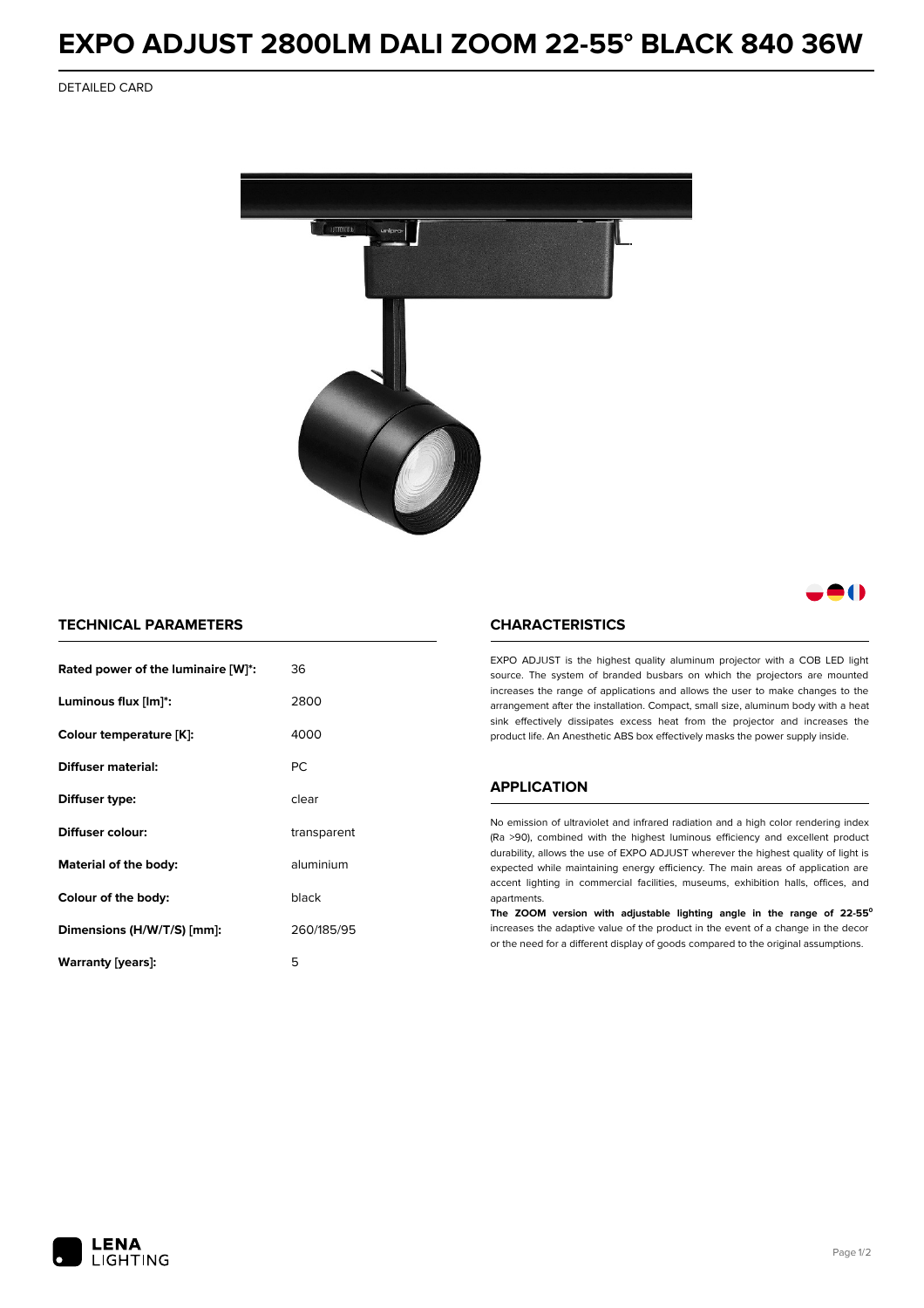# EXPO ADJUST 2800LM DALI ZOOM 22-55° BLACK 840 36W

DETAILED CARD

## TECHNICAL PARAMETERS

| | |
|---|---|
| **Rated power of the luminaire [W]*:** | 36 |
| **Luminous flux [lm]*:** | 2800 |
| **Colour temperature [K]:** | 4000 |
| **Diffuser material:** | PC |
| **Diffuser type:** | clear |
| **Diffuser colour:** | transparent |
| **Material of the body:** | aluminium |
| **Colour of the body:** | black |
| **Dimensions (H/W/T/S) [mm]:** | 260/185/95 |
| **Warranty [years]:** | 5 |

## CHARACTERISTICS

EXPO ADJUST is the highest quality aluminum projector with a COB LED light source. The system of branded busbars on which the projectors are mounted increases the range of applications and allows the user to make changes to the arrangement after the installation. Compact, small size, aluminum body with a heat sink effectively dissipates excess heat from the projector and increases the product life. An Anesthetic ABS box effectively masks the power supply inside.

## APPLICATION

No emission of ultraviolet and infrared radiation and a high color rendering index (Ra >90), combined with the highest luminous efficiency and excellent product durability, allows the use of EXPO ADJUST wherever the highest quality of light is expected while maintaining energy efficiency. The main areas of application are accent lighting in commercial facilities, museums, exhibition halls, offices, and apartments.

**The ZOOM version with adjustable lighting angle in the range of 22-55°** increases the adaptive value of the product in the event of a change in the decor or the need for a different display of goods compared to the original assumptions.

LENA LIGHTING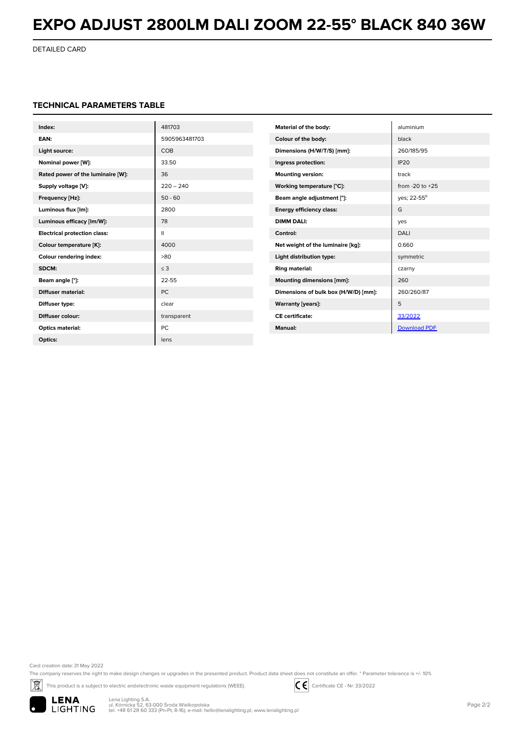# EXPO ADJUST 2800LM DALI ZOOM 22-55° BLACK 840 36W

DETAILED CARD

## TECHNICAL PARAMETERS TABLE

| | |
|---|---|
| **Index:** | 481703 |
| **EAN:** | 5905963481703 |
| **Light source:** | COB |
| **Nominal power [W]:** | 33.50 |
| **Rated power of the luminaire [W]:** | 36 |
| **Supply voltage [V]:** | 220 – 240 |
| **Frequency [Hz]:** | 50 - 60 |
| **Luminous flux [lm]:** | 2800 |
| **Luminous efficacy [lm/W]:** | 78 |
| **Electrical protection class:** | II |
| **Colour temperature [K]:** | 4000 |
| **Colour rendering index:** | >80 |
| **SDCM:** | ≤ 3 |
| **Beam angle [°]:** | 22-55 |
| **Diffuser material:** | PC |
| **Diffuser type:** | clear |
| **Diffuser colour:** | transparent |
| **Optics material:** | PC |
| **Optics:** | lens |

| | |
|---|---|
| **Material of the body:** | aluminium |
| **Colour of the body:** | black |
| **Dimensions (H/W/T/S) [mm]:** | 260/185/95 |
| **Ingress protection:** | IP20 |
| **Mounting version:** | track |
| **Working temperature [°C]:** | from -20 to +25 |
| **Beam angle adjustment [°]:** | yes; 22-55° |
| **Energy efficiency class:** | G |
| **DIMM DALI:** | yes |
| **Control:** | DALI |
| **Net weight of the luminaire [kg]:** | 0.660 |
| **Light distribution type:** | symmetric |
| **Ring material:** | czarny |
| **Mounting dimensions [mm]:** | 260 |
| **Dimensions of bulk box (H/W/D) [mm]:** | 260/260/87 |
| **Warranty [years]:** | 5 |
| **CE certificate:** | 33/2022 |
| **Manual:** | Download PDF |

Card creation date: 31 May 2022

The company reserves the right to make design changes or upgrades in the presented product. Product data sheet does not constitute an offer. * Parameter tolerance is +/- 10%

This product is a subject to electric andelectronic waste equipment regulations (WEEE).

Certificate CE - Nr: 33/2022

Lena Lighting S.A.
ul. Kórnicka 52, 63-000 Środa Wielkopolska
tel. +48 61 28 60 333 (Pn-Pt, 8-16), e-mail: hello@lenalighting.pl, www.lenalighting.pl